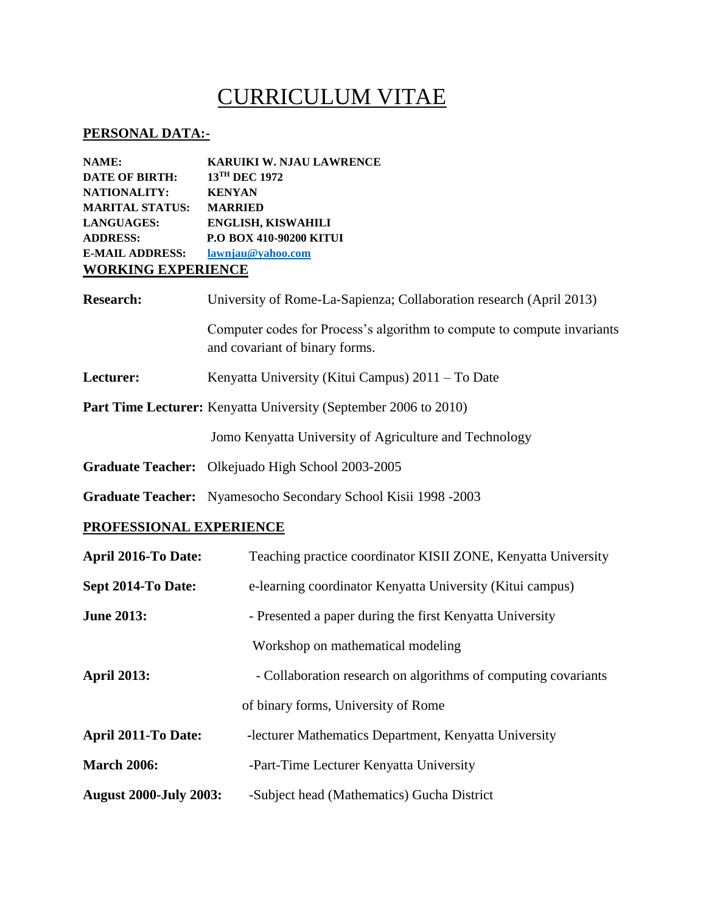# CURRICULUM VITAE

## PERSONAL DATA:-

**NAME:** KARUIKI W. NJAU LAWRENCE
**DATE OF BIRTH:** 13TH DEC 1972
**NATIONALITY:** KENYAN
**MARITAL STATUS:** MARRIED
**LANGUAGES:** ENGLISH, KISWAHILI
**ADDRESS:** P.O BOX 410-90200 KITUI
**E-MAIL ADDRESS:** lawnjau@yahoo.com

## WORKING EXPERIENCE

**Research:** University of Rome-La-Sapienza; Collaboration research (April 2013)

Computer codes for Process's algorithm to compute to compute invariants and covariant of binary forms.

**Lecturer:** Kenyatta University (Kitui Campus) 2011 – To Date

**Part Time Lecturer:** Kenyatta University (September 2006 to 2010)

Jomo Kenyatta University of Agriculture and Technology

**Graduate Teacher:** Olkejuado High School 2003-2005

**Graduate Teacher:** Nyamesocho Secondary School Kisii 1998 -2003

## PROFESSIONAL EXPERIENCE

**April 2016-To Date:** Teaching practice coordinator KISII ZONE, Kenyatta University

**Sept 2014-To Date:** e-learning coordinator Kenyatta University (Kitui campus)

**June 2013:** - Presented a paper during the first Kenyatta University Workshop on mathematical modeling

**April 2013:** - Collaboration research on algorithms of computing covariants of binary forms, University of Rome

**April 2011-To Date:** -lecturer Mathematics Department, Kenyatta University

**March 2006:** -Part-Time Lecturer Kenyatta University

**August 2000-July 2003:** -Subject head (Mathematics) Gucha District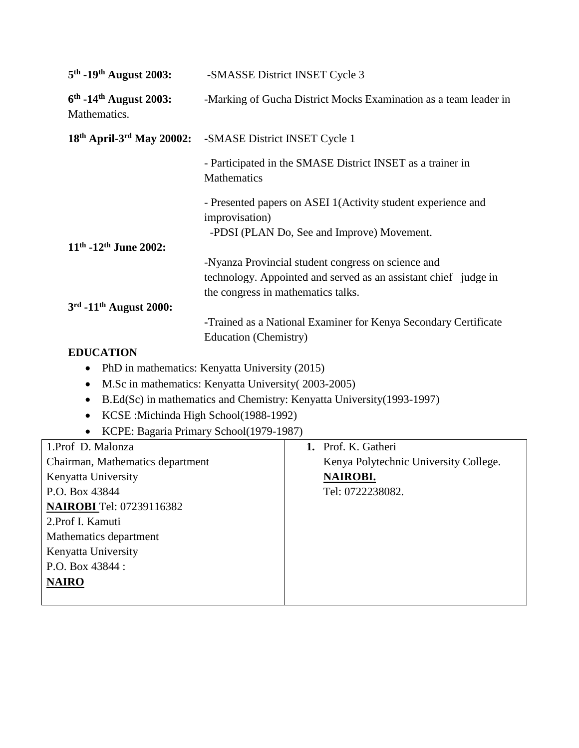**5th -19th August 2003:** -SMASSE District INSET Cycle 3

**6th -14th August 2003:** -Marking of Gucha District Mocks Examination as a team leader in Mathematics.

**18th April-3rd May 20002:** -SMASE District INSET Cycle 1

- Participated in the SMASE District INSET as a trainer in Mathematics

- Presented papers on ASEI 1(Activity student experience and improvisation)
  -PDSI (PLAN Do, See and Improve) Movement.

**11th -12th June 2002:**

-Nyanza Provincial student congress on science and technology. Appointed and served as an assistant chief judge in the congress in mathematics talks.

**3rd -11th August 2000:**

-Trained as a National Examiner for Kenya Secondary Certificate Education (Chemistry)

**EDUCATION**

- PhD in mathematics: Kenyatta University (2015)
- M.Sc in mathematics: Kenyatta University( 2003-2005)
- B.Ed(Sc) in mathematics and Chemistry: Kenyatta University(1993-1997)
- KCSE :Michinda High School(1988-1992)
- KCPE: Bagaria Primary School(1979-1987)

| | |
|---|---|
| 1.Prof D. Malonza<br>Chairman, Mathematics department<br>Kenyatta University<br>P.O. Box 43844<br>**NAIROBI** Tel: 07239116382<br>2.Prof I. Kamuti<br>Mathematics department<br>Kenyatta University<br>P.O. Box 43844 :<br>**NAIRO** | **1.** Prof. K. Gatheri<br>Kenya Polytechnic University College.<br>**NAIROBI.**<br>Tel: 0722238082. |